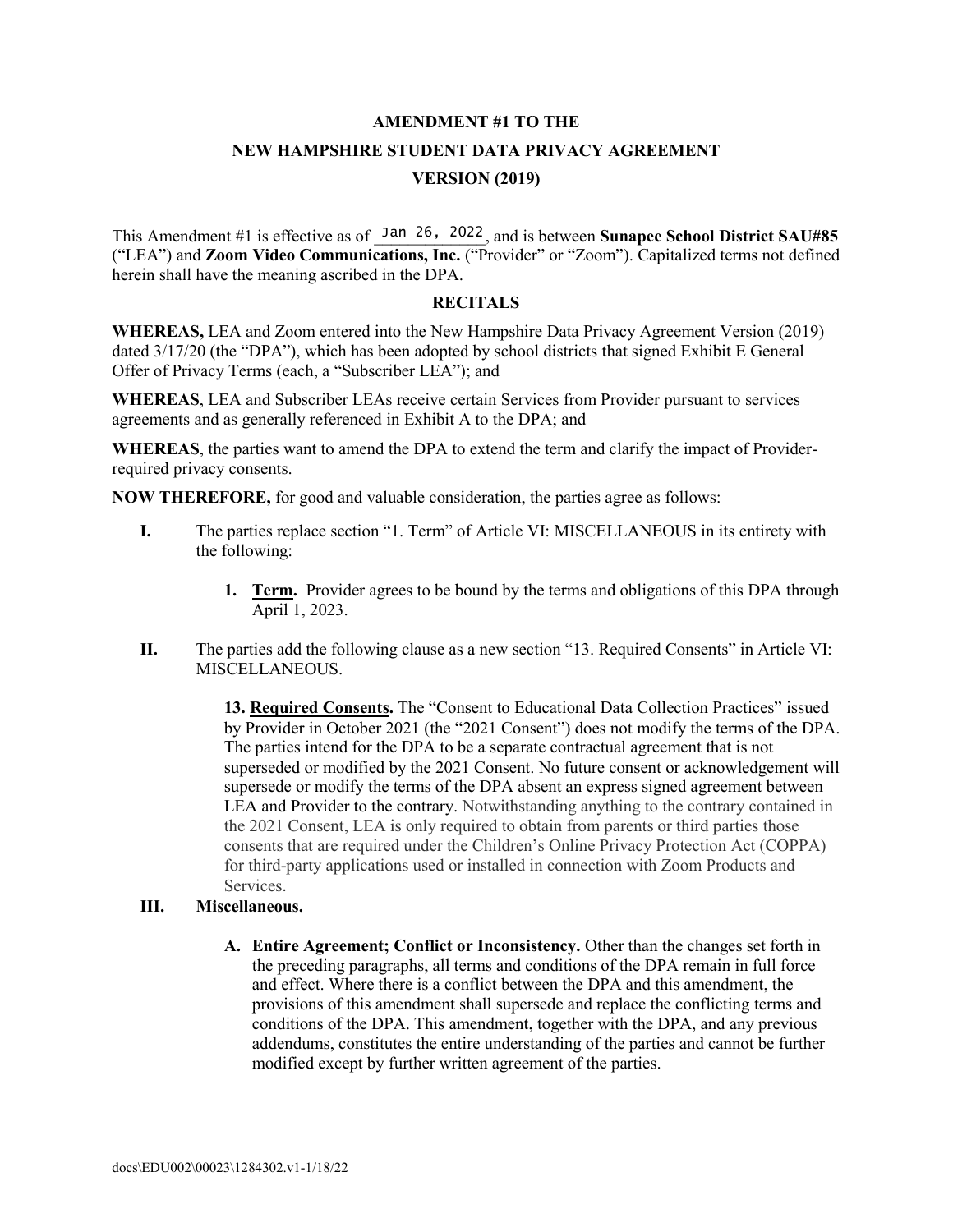# AMENDMENT #1 TO THE
# NEW HAMPSHIRE STUDENT DATA PRIVACY AGREEMENT
# VERSION (2019)

This Amendment #1 is effective as of Jan 26, 2022, and is between **Sunapee School District SAU#85** ("LEA") and **Zoom Video Communications, Inc.** ("Provider" or "Zoom"). Capitalized terms not defined herein shall have the meaning ascribed in the DPA.

## RECITALS

**WHEREAS,** LEA and Zoom entered into the New Hampshire Data Privacy Agreement Version (2019) dated 3/17/20 (the "DPA"), which has been adopted by school districts that signed Exhibit E General Offer of Privacy Terms (each, a "Subscriber LEA"); and

**WHEREAS**, LEA and Subscriber LEAs receive certain Services from Provider pursuant to services agreements and as generally referenced in Exhibit A to the DPA; and

**WHEREAS**, the parties want to amend the DPA to extend the term and clarify the impact of Provider-required privacy consents.

**NOW THEREFORE,** for good and valuable consideration, the parties agree as follows:

**I.** The parties replace section "1. Term" of Article VI: MISCELLANEOUS in its entirety with the following:

> **1. Term.** Provider agrees to be bound by the terms and obligations of this DPA through April 1, 2023.

**II.** The parties add the following clause as a new section "13. Required Consents" in Article VI: MISCELLANEOUS.

> **13. Required Consents.** The "Consent to Educational Data Collection Practices" issued by Provider in October 2021 (the "2021 Consent") does not modify the terms of the DPA. The parties intend for the DPA to be a separate contractual agreement that is not superseded or modified by the 2021 Consent. No future consent or acknowledgement will supersede or modify the terms of the DPA absent an express signed agreement between LEA and Provider to the contrary. Notwithstanding anything to the contrary contained in the 2021 Consent, LEA is only required to obtain from parents or third parties those consents that are required under the Children's Online Privacy Protection Act (COPPA) for third-party applications used or installed in connection with Zoom Products and Services.

**III. Miscellaneous.**

> **A. Entire Agreement; Conflict or Inconsistency.** Other than the changes set forth in the preceding paragraphs, all terms and conditions of the DPA remain in full force and effect. Where there is a conflict between the DPA and this amendment, the provisions of this amendment shall supersede and replace the conflicting terms and conditions of the DPA. This amendment, together with the DPA, and any previous addendums, constitutes the entire understanding of the parties and cannot be further modified except by further written agreement of the parties.

docs\EDU002\00023\1284302.v1-1/18/22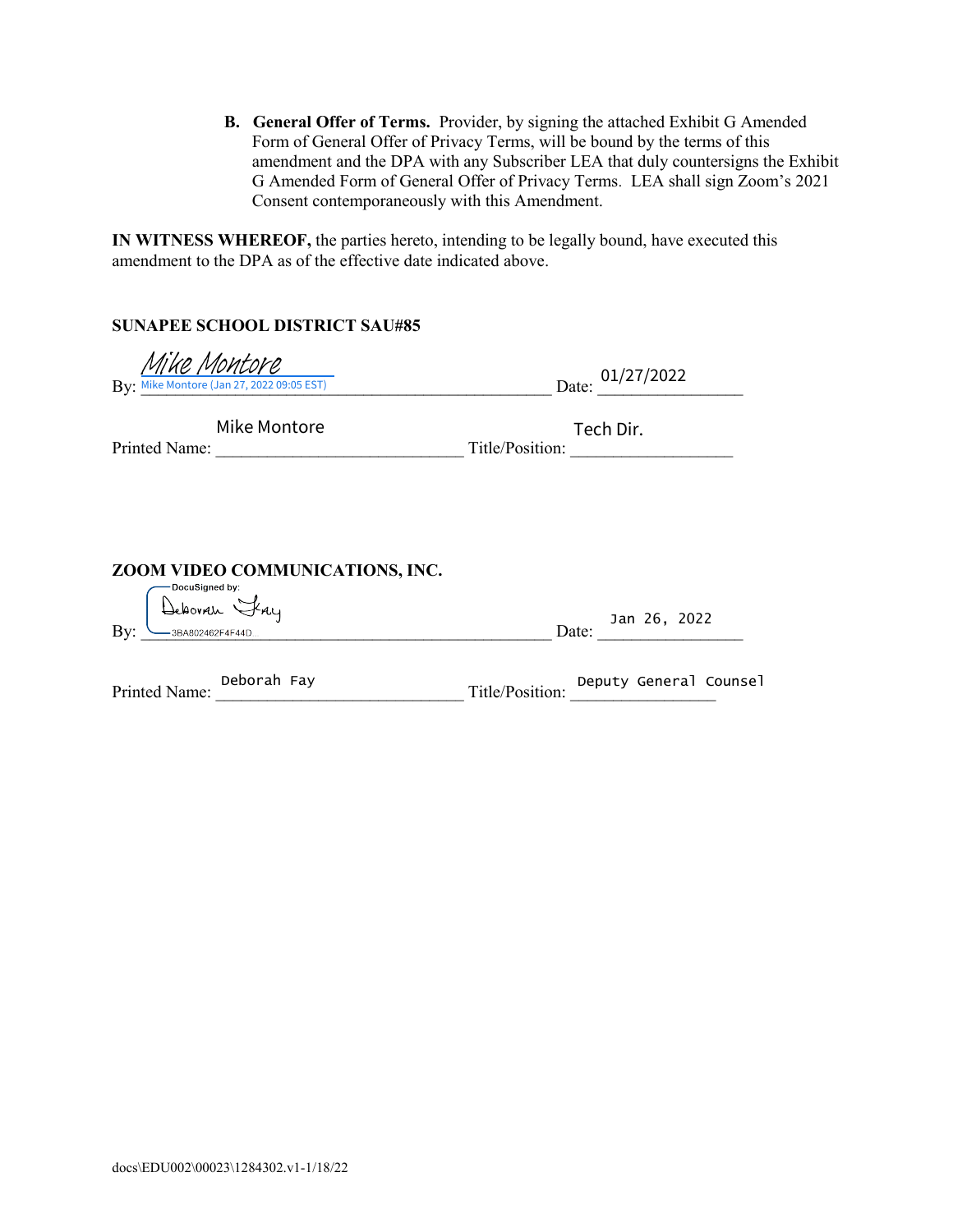**B. General Offer of Terms.** Provider, by signing the attached Exhibit G Amended Form of General Offer of Privacy Terms, will be bound by the terms of this amendment and the DPA with any Subscriber LEA that duly countersigns the Exhibit G Amended Form of General Offer of Privacy Terms. LEA shall sign Zoom's 2021 Consent contemporaneously with this Amendment.

**IN WITNESS WHEREOF,** the parties hereto, intending to be legally bound, have executed this amendment to the DPA as of the effective date indicated above.

**SUNAPEE SCHOOL DISTRICT SAU#85**

By: Mike Montore
Mike Montore (Jan 27, 2022 09:05 EST) Date: 01/27/2022

Printed Name: Mike Montore Title/Position: Tech Dir.

**ZOOM VIDEO COMMUNICATIONS, INC.**

DocuSigned by:
By: Deborah Fay
3BA802462F4F44D... Date: Jan 26, 2022

Printed Name: Deborah Fay Title/Position: Deputy General Counsel

docs\EDU002\00023\1284302.v1-1/18/22